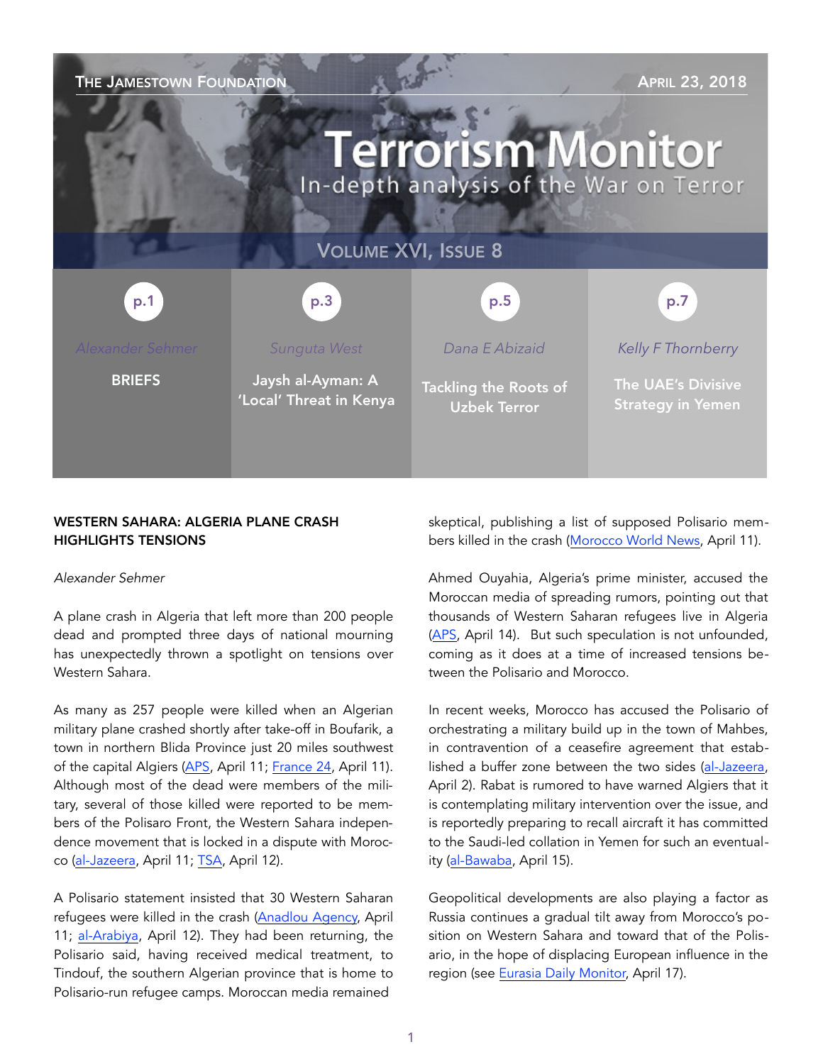The Jamestown Foundation — April 23, 2018

# Terrorism Monitor

In-depth analysis of the War on Terror

Volume XVI, Issue 8

| p.1 | p.3 | p.5 | p.7 |
|---|---|---|---|
| *Alexander Sehmer* | *Sunguta West* | *Dana E Abizaid* | *Kelly F Thornberry* |
| **BRIEFS** | **Jaysh al-Ayman: A 'Local' Threat in Kenya** | **Tackling the Roots of Uzbek Terror** | **The UAE's Divisive Strategy in Yemen** |

## WESTERN SAHARA: ALGERIA PLANE CRASH HIGHLIGHTS TENSIONS

*Alexander Sehmer*

A plane crash in Algeria that left more than 200 people dead and prompted three days of national mourning has unexpectedly thrown a spotlight on tensions over Western Sahara.

As many as 257 people were killed when an Algerian military plane crashed shortly after take-off in Boufarik, a town in northern Blida Province just 20 miles southwest of the capital Algiers (APS, April 11; France 24, April 11). Although most of the dead were members of the military, several of those killed were reported to be members of the Polisaro Front, the Western Sahara independence movement that is locked in a dispute with Morocco (al-Jazeera, April 11; TSA, April 12).

A Polisario statement insisted that 30 Western Saharan refugees were killed in the crash (Anadlou Agency, April 11; al-Arabiya, April 12). They had been returning, the Polisario said, having received medical treatment, to Tindouf, the southern Algerian province that is home to Polisario-run refugee camps. Moroccan media remained skeptical, publishing a list of supposed Polisario members killed in the crash (Morocco World News, April 11).

Ahmed Ouyahia, Algeria's prime minister, accused the Moroccan media of spreading rumors, pointing out that thousands of Western Saharan refugees live in Algeria (APS, April 14). But such speculation is not unfounded, coming as it does at a time of increased tensions between the Polisario and Morocco.

In recent weeks, Morocco has accused the Polisario of orchestrating a military build up in the town of Mahbes, in contravention of a ceasefire agreement that established a buffer zone between the two sides (al-Jazeera, April 2). Rabat is rumored to have warned Algiers that it is contemplating military intervention over the issue, and is reportedly preparing to recall aircraft it has committed to the Saudi-led collation in Yemen for such an eventuality (al-Bawaba, April 15).

Geopolitical developments are also playing a factor as Russia continues a gradual tilt away from Morocco's position on Western Sahara and toward that of the Polisario, in the hope of displacing European influence in the region (see Eurasia Daily Monitor, April 17).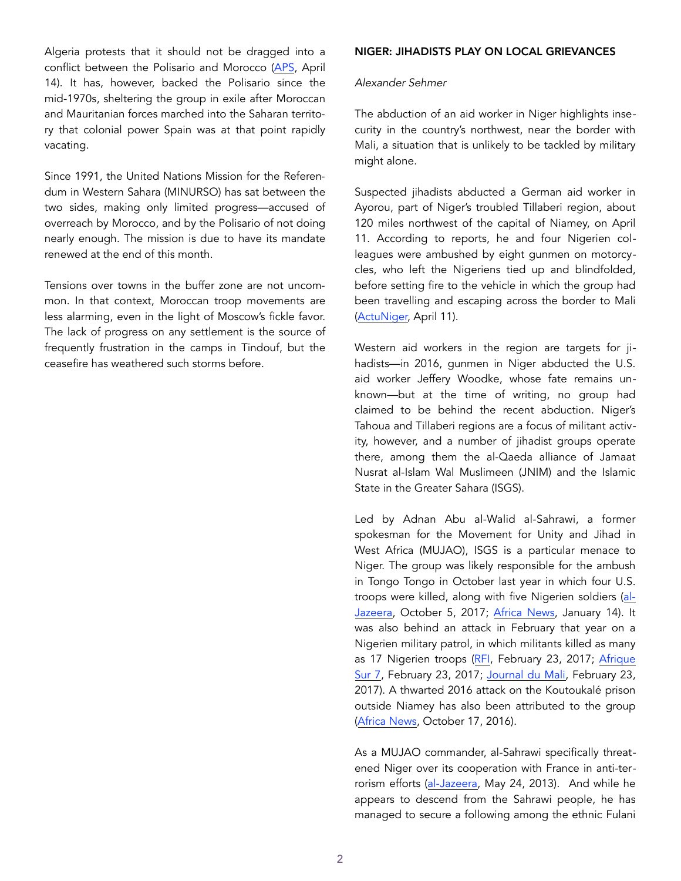Algeria protests that it should not be dragged into a conflict between the Polisario and Morocco (APS, April 14). It has, however, backed the Polisario since the mid-1970s, sheltering the group in exile after Moroccan and Mauritanian forces marched into the Saharan territory that colonial power Spain was at that point rapidly vacating.

Since 1991, the United Nations Mission for the Referendum in Western Sahara (MINURSO) has sat between the two sides, making only limited progress—accused of overreach by Morocco, and by the Polisario of not doing nearly enough. The mission is due to have its mandate renewed at the end of this month.

Tensions over towns in the buffer zone are not uncommon. In that context, Moroccan troop movements are less alarming, even in the light of Moscow's fickle favor. The lack of progress on any settlement is the source of frequently frustration in the camps in Tindouf, but the ceasefire has weathered such storms before.

## NIGER: JIHADISTS PLAY ON LOCAL GRIEVANCES

*Alexander Sehmer*

The abduction of an aid worker in Niger highlights insecurity in the country's northwest, near the border with Mali, a situation that is unlikely to be tackled by military might alone.

Suspected jihadists abducted a German aid worker in Ayorou, part of Niger's troubled Tillaberi region, about 120 miles northwest of the capital of Niamey, on April 11. According to reports, he and four Nigerien colleagues were ambushed by eight gunmen on motorcycles, who left the Nigeriens tied up and blindfolded, before setting fire to the vehicle in which the group had been travelling and escaping across the border to Mali (ActuNiger, April 11).

Western aid workers in the region are targets for jihadists—in 2016, gunmen in Niger abducted the U.S. aid worker Jeffery Woodke, whose fate remains unknown—but at the time of writing, no group had claimed to be behind the recent abduction. Niger's Tahoua and Tillaberi regions are a focus of militant activity, however, and a number of jihadist groups operate there, among them the al-Qaeda alliance of Jamaat Nusrat al-Islam Wal Muslimeen (JNIM) and the Islamic State in the Greater Sahara (ISGS).

Led by Adnan Abu al-Walid al-Sahrawi, a former spokesman for the Movement for Unity and Jihad in West Africa (MUJAO), ISGS is a particular menace to Niger. The group was likely responsible for the ambush in Tongo Tongo in October last year in which four U.S. troops were killed, along with five Nigerien soldiers (al-Jazeera, October 5, 2017; Africa News, January 14). It was also behind an attack in February that year on a Nigerien military patrol, in which militants killed as many as 17 Nigerien troops (RFI, February 23, 2017; Afrique Sur 7, February 23, 2017; Journal du Mali, February 23, 2017). A thwarted 2016 attack on the Koutoukalé prison outside Niamey has also been attributed to the group (Africa News, October 17, 2016).

As a MUJAO commander, al-Sahrawi specifically threatened Niger over its cooperation with France in anti-terrorism efforts (al-Jazeera, May 24, 2013). And while he appears to descend from the Sahrawi people, he has managed to secure a following among the ethnic Fulani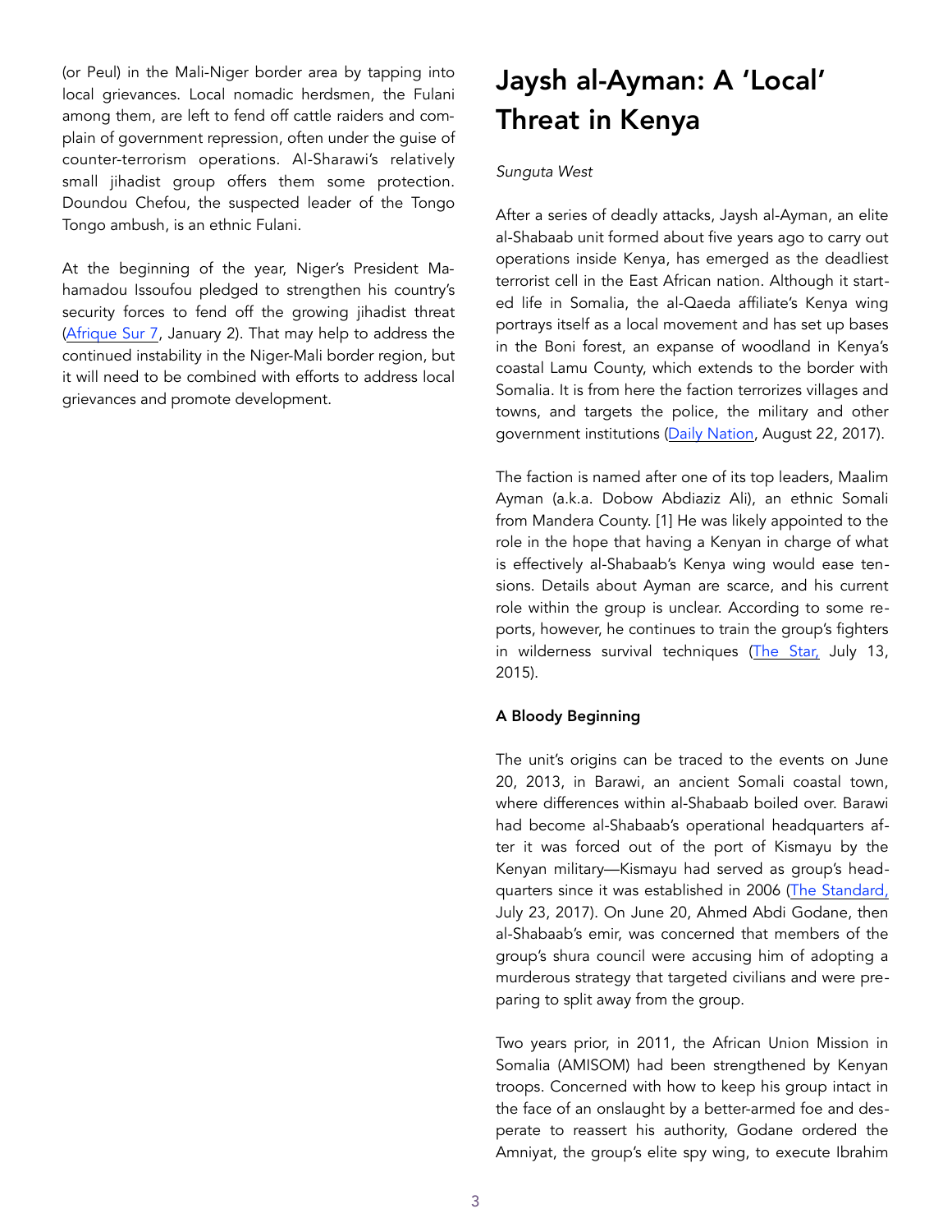(or Peul) in the Mali-Niger border area by tapping into local grievances. Local nomadic herdsmen, the Fulani among them, are left to fend off cattle raiders and complain of government repression, often under the guise of counter-terrorism operations. Al-Sharawi's relatively small jihadist group offers them some protection. Doundou Chefou, the suspected leader of the Tongo Tongo ambush, is an ethnic Fulani.

At the beginning of the year, Niger's President Mahamadou Issoufou pledged to strengthen his country's security forces to fend off the growing jihadist threat (Afrique Sur 7, January 2). That may help to address the continued instability in the Niger-Mali border region, but it will need to be combined with efforts to address local grievances and promote development.

# Jaysh al-Ayman: A 'Local' Threat in Kenya

*Sunguta West*

After a series of deadly attacks, Jaysh al-Ayman, an elite al-Shabaab unit formed about five years ago to carry out operations inside Kenya, has emerged as the deadliest terrorist cell in the East African nation. Although it started life in Somalia, the al-Qaeda affiliate's Kenya wing portrays itself as a local movement and has set up bases in the Boni forest, an expanse of woodland in Kenya's coastal Lamu County, which extends to the border with Somalia. It is from here the faction terrorizes villages and towns, and targets the police, the military and other government institutions (Daily Nation, August 22, 2017).

The faction is named after one of its top leaders, Maalim Ayman (a.k.a. Dobow Abdiaziz Ali), an ethnic Somali from Mandera County. [1] He was likely appointed to the role in the hope that having a Kenyan in charge of what is effectively al-Shabaab's Kenya wing would ease tensions. Details about Ayman are scarce, and his current role within the group is unclear. According to some reports, however, he continues to train the group's fighters in wilderness survival techniques (The Star, July 13, 2015).

**A Bloody Beginning**

The unit's origins can be traced to the events on June 20, 2013, in Barawi, an ancient Somali coastal town, where differences within al-Shabaab boiled over. Barawi had become al-Shabaab's operational headquarters after it was forced out of the port of Kismayu by the Kenyan military—Kismayu had served as group's headquarters since it was established in 2006 (The Standard, July 23, 2017). On June 20, Ahmed Abdi Godane, then al-Shabaab's emir, was concerned that members of the group's shura council were accusing him of adopting a murderous strategy that targeted civilians and were preparing to split away from the group.

Two years prior, in 2011, the African Union Mission in Somalia (AMISOM) had been strengthened by Kenyan troops. Concerned with how to keep his group intact in the face of an onslaught by a better-armed foe and desperate to reassert his authority, Godane ordered the Amniyat, the group's elite spy wing, to execute Ibrahim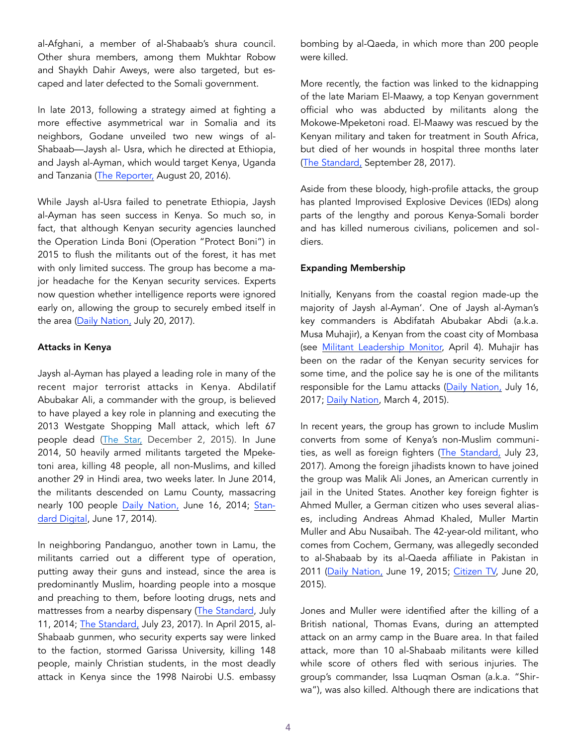al-Afghani, a member of al-Shabaab's shura council. Other shura members, among them Mukhtar Robow and Shaykh Dahir Aweys, were also targeted, but escaped and later defected to the Somali government.

In late 2013, following a strategy aimed at fighting a more effective asymmetrical war in Somalia and its neighbors, Godane unveiled two new wings of al-Shabaab—Jaysh al- Usra, which he directed at Ethiopia, and Jaysh al-Ayman, which would target Kenya, Uganda and Tanzania (The Reporter, August 20, 2016).

While Jaysh al-Usra failed to penetrate Ethiopia, Jaysh al-Ayman has seen success in Kenya. So much so, in fact, that although Kenyan security agencies launched the Operation Linda Boni (Operation "Protect Boni") in 2015 to flush the militants out of the forest, it has met with only limited success. The group has become a major headache for the Kenyan security services. Experts now question whether intelligence reports were ignored early on, allowing the group to securely embed itself in the area (Daily Nation, July 20, 2017).

**Attacks in Kenya**

Jaysh al-Ayman has played a leading role in many of the recent major terrorist attacks in Kenya. Abdilatif Abubakar Ali, a commander with the group, is believed to have played a key role in planning and executing the 2013 Westgate Shopping Mall attack, which left 67 people dead (The Star, December 2, 2015). In June 2014, 50 heavily armed militants targeted the Mpeketoni area, killing 48 people, all non-Muslims, and killed another 29 in Hindi area, two weeks later. In June 2014, the militants descended on Lamu County, massacring nearly 100 people Daily Nation, June 16, 2014; Standard Digital, June 17, 2014).

In neighboring Pandanguo, another town in Lamu, the militants carried out a different type of operation, putting away their guns and instead, since the area is predominantly Muslim, hoarding people into a mosque and preaching to them, before looting drugs, nets and mattresses from a nearby dispensary (The Standard, July 11, 2014; The Standard, July 23, 2017). In April 2015, al-Shabaab gunmen, who security experts say were linked to the faction, stormed Garissa University, killing 148 people, mainly Christian students, in the most deadly attack in Kenya since the 1998 Nairobi U.S. embassy bombing by al-Qaeda, in which more than 200 people were killed.

More recently, the faction was linked to the kidnapping of the late Mariam El-Maawy, a top Kenyan government official who was abducted by militants along the Mokowe-Mpeketoni road. El-Maawy was rescued by the Kenyan military and taken for treatment in South Africa, but died of her wounds in hospital three months later (The Standard, September 28, 2017).

Aside from these bloody, high-profile attacks, the group has planted Improvised Explosive Devices (IEDs) along parts of the lengthy and porous Kenya-Somali border and has killed numerous civilians, policemen and soldiers.

**Expanding Membership**

Initially, Kenyans from the coastal region made-up the majority of Jaysh al-Ayman'. One of Jaysh al-Ayman's key commanders is Abdifatah Abubakar Abdi (a.k.a. Musa Muhajir), a Kenyan from the coast city of Mombasa (see Militant Leadership Monitor, April 4). Muhajir has been on the radar of the Kenyan security services for some time, and the police say he is one of the militants responsible for the Lamu attacks (Daily Nation, July 16, 2017; Daily Nation, March 4, 2015).

In recent years, the group has grown to include Muslim converts from some of Kenya's non-Muslim communities, as well as foreign fighters (The Standard, July 23, 2017). Among the foreign jihadists known to have joined the group was Malik Ali Jones, an American currently in jail in the United States. Another key foreign fighter is Ahmed Muller, a German citizen who uses several aliases, including Andreas Ahmad Khaled, Muller Martin Muller and Abu Nusaibah. The 42-year-old militant, who comes from Cochem, Germany, was allegedly seconded to al-Shabaab by its al-Qaeda affiliate in Pakistan in 2011 (Daily Nation, June 19, 2015; Citizen TV, June 20, 2015).

Jones and Muller were identified after the killing of a British national, Thomas Evans, during an attempted attack on an army camp in the Buare area. In that failed attack, more than 10 al-Shabaab militants were killed while score of others fled with serious injuries. The group's commander, Issa Luqman Osman (a.k.a. "Shirwa"), was also killed. Although there are indications that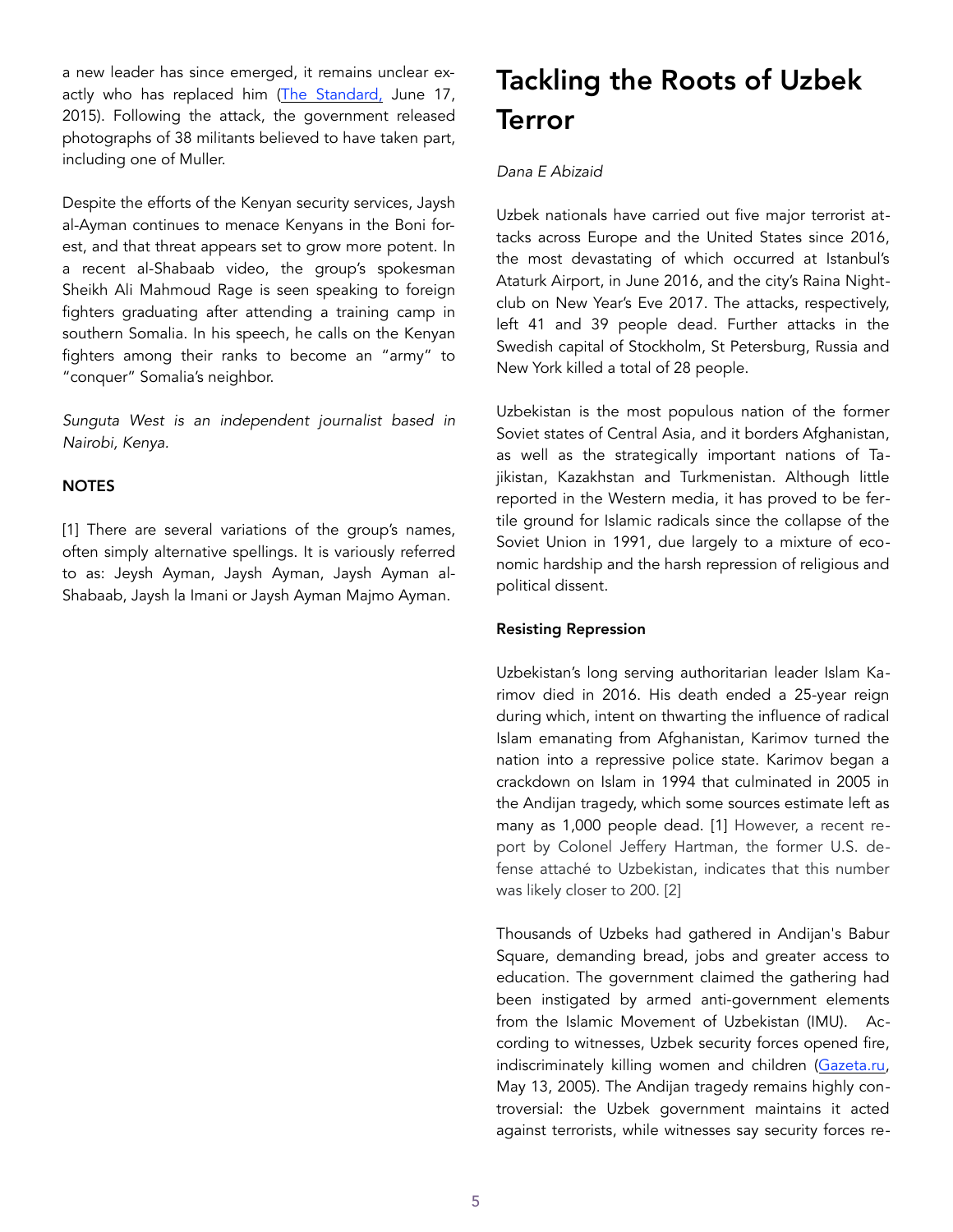a new leader has since emerged, it remains unclear exactly who has replaced him (The Standard, June 17, 2015). Following the attack, the government released photographs of 38 militants believed to have taken part, including one of Muller.

Despite the efforts of the Kenyan security services, Jaysh al-Ayman continues to menace Kenyans in the Boni forest, and that threat appears set to grow more potent. In a recent al-Shabaab video, the group's spokesman Sheikh Ali Mahmoud Rage is seen speaking to foreign fighters graduating after attending a training camp in southern Somalia. In his speech, he calls on the Kenyan fighters among their ranks to become an "army" to "conquer" Somalia's neighbor.

*Sunguta West is an independent journalist based in Nairobi, Kenya.*

**NOTES**

[1] There are several variations of the group's names, often simply alternative spellings. It is variously referred to as: Jeysh Ayman, Jaysh Ayman, Jaysh Ayman al-Shabaab, Jaysh la Imani or Jaysh Ayman Majmo Ayman.

# Tackling the Roots of Uzbek Terror

*Dana E Abizaid*

Uzbek nationals have carried out five major terrorist attacks across Europe and the United States since 2016, the most devastating of which occurred at Istanbul's Ataturk Airport, in June 2016, and the city's Raina Nightclub on New Year's Eve 2017. The attacks, respectively, left 41 and 39 people dead. Further attacks in the Swedish capital of Stockholm, St Petersburg, Russia and New York killed a total of 28 people.

Uzbekistan is the most populous nation of the former Soviet states of Central Asia, and it borders Afghanistan, as well as the strategically important nations of Tajikistan, Kazakhstan and Turkmenistan. Although little reported in the Western media, it has proved to be fertile ground for Islamic radicals since the collapse of the Soviet Union in 1991, due largely to a mixture of economic hardship and the harsh repression of religious and political dissent.

**Resisting Repression**

Uzbekistan's long serving authoritarian leader Islam Karimov died in 2016. His death ended a 25-year reign during which, intent on thwarting the influence of radical Islam emanating from Afghanistan, Karimov turned the nation into a repressive police state. Karimov began a crackdown on Islam in 1994 that culminated in 2005 in the Andijan tragedy, which some sources estimate left as many as 1,000 people dead. [1] However, a recent report by Colonel Jeffery Hartman, the former U.S. defense attaché to Uzbekistan, indicates that this number was likely closer to 200. [2]

Thousands of Uzbeks had gathered in Andijan's Babur Square, demanding bread, jobs and greater access to education. The government claimed the gathering had been instigated by armed anti-government elements from the Islamic Movement of Uzbekistan (IMU). According to witnesses, Uzbek security forces opened fire, indiscriminately killing women and children (Gazeta.ru, May 13, 2005). The Andijan tragedy remains highly controversial: the Uzbek government maintains it acted against terrorists, while witnesses say security forces re-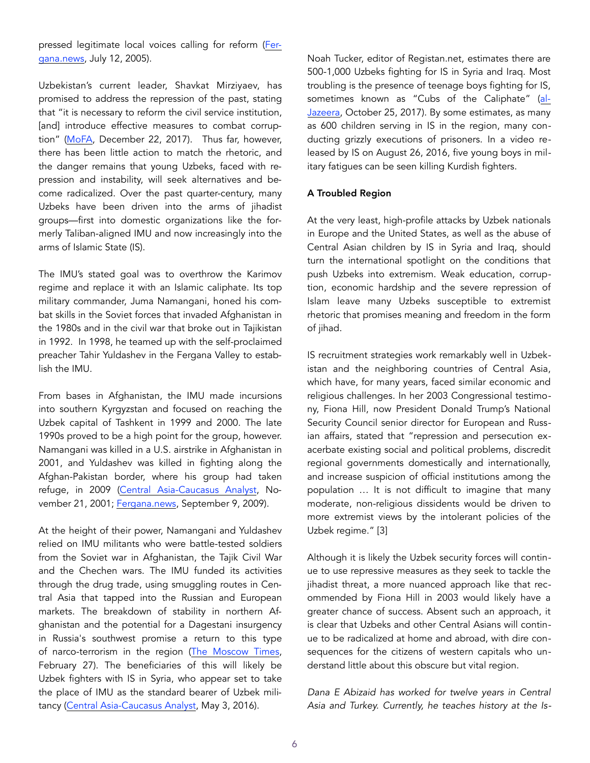pressed legitimate local voices calling for reform (Fergana.news, July 12, 2005).

Uzbekistan's current leader, Shavkat Mirziyaev, has promised to address the repression of the past, stating that "it is necessary to reform the civil service institution, [and] introduce effective measures to combat corruption" (MoFA, December 22, 2017). Thus far, however, there has been little action to match the rhetoric, and the danger remains that young Uzbeks, faced with repression and instability, will seek alternatives and become radicalized. Over the past quarter-century, many Uzbeks have been driven into the arms of jihadist groups—first into domestic organizations like the formerly Taliban-aligned IMU and now increasingly into the arms of Islamic State (IS).

The IMU's stated goal was to overthrow the Karimov regime and replace it with an Islamic caliphate. Its top military commander, Juma Namangani, honed his combat skills in the Soviet forces that invaded Afghanistan in the 1980s and in the civil war that broke out in Tajikistan in 1992. In 1998, he teamed up with the self-proclaimed preacher Tahir Yuldashev in the Fergana Valley to establish the IMU.

From bases in Afghanistan, the IMU made incursions into southern Kyrgyzstan and focused on reaching the Uzbek capital of Tashkent in 1999 and 2000. The late 1990s proved to be a high point for the group, however. Namangani was killed in a U.S. airstrike in Afghanistan in 2001, and Yuldashev was killed in fighting along the Afghan-Pakistan border, where his group had taken refuge, in 2009 (Central Asia-Caucasus Analyst, November 21, 2001; Fergana.news, September 9, 2009).

At the height of their power, Namangani and Yuldashev relied on IMU militants who were battle-tested soldiers from the Soviet war in Afghanistan, the Tajik Civil War and the Chechen wars. The IMU funded its activities through the drug trade, using smuggling routes in Central Asia that tapped into the Russian and European markets. The breakdown of stability in northern Afghanistan and the potential for a Dagestani insurgency in Russia's southwest promise a return to this type of narco-terrorism in the region (The Moscow Times, February 27). The beneficiaries of this will likely be Uzbek fighters with IS in Syria, who appear set to take the place of IMU as the standard bearer of Uzbek militancy (Central Asia-Caucasus Analyst, May 3, 2016).

Noah Tucker, editor of Registan.net, estimates there are 500-1,000 Uzbeks fighting for IS in Syria and Iraq. Most troubling is the presence of teenage boys fighting for IS, sometimes known as "Cubs of the Caliphate" (al-Jazeera, October 25, 2017). By some estimates, as many as 600 children serving in IS in the region, many conducting grizzly executions of prisoners. In a video released by IS on August 26, 2016, five young boys in military fatigues can be seen killing Kurdish fighters.

**A Troubled Region**

At the very least, high-profile attacks by Uzbek nationals in Europe and the United States, as well as the abuse of Central Asian children by IS in Syria and Iraq, should turn the international spotlight on the conditions that push Uzbeks into extremism. Weak education, corruption, economic hardship and the severe repression of Islam leave many Uzbeks susceptible to extremist rhetoric that promises meaning and freedom in the form of jihad.

IS recruitment strategies work remarkably well in Uzbekistan and the neighboring countries of Central Asia, which have, for many years, faced similar economic and religious challenges. In her 2003 Congressional testimony, Fiona Hill, now President Donald Trump's National Security Council senior director for European and Russian affairs, stated that "repression and persecution exacerbate existing social and political problems, discredit regional governments domestically and internationally, and increase suspicion of official institutions among the population … It is not difficult to imagine that many moderate, non-religious dissidents would be driven to more extremist views by the intolerant policies of the Uzbek regime." [3]

Although it is likely the Uzbek security forces will continue to use repressive measures as they seek to tackle the jihadist threat, a more nuanced approach like that recommended by Fiona Hill in 2003 would likely have a greater chance of success. Absent such an approach, it is clear that Uzbeks and other Central Asians will continue to be radicalized at home and abroad, with dire consequences for the citizens of western capitals who understand little about this obscure but vital region.

*Dana E Abizaid has worked for twelve years in Central Asia and Turkey. Currently, he teaches history at the Is-*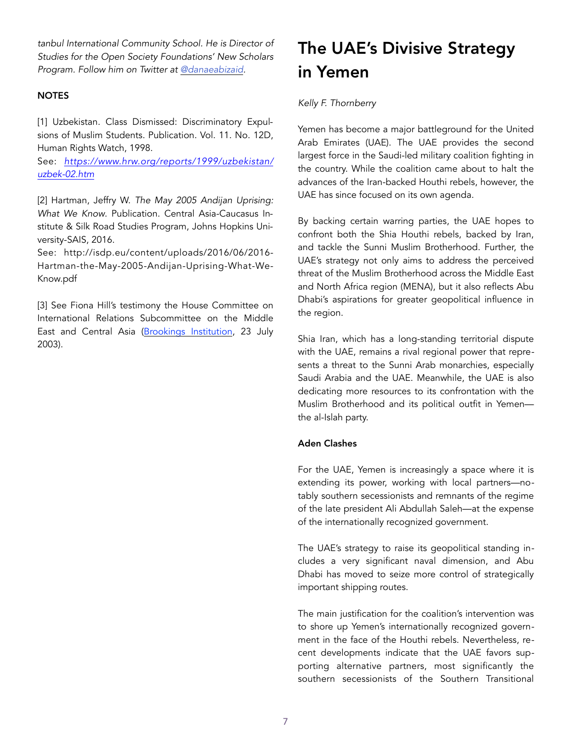*tanbul International Community School. He is Director of Studies for the Open Society Foundations' New Scholars Program. Follow him on Twitter at @danaeabizaid.*

**NOTES**

[1] Uzbekistan. Class Dismissed: Discriminatory Expulsions of Muslim Students. Publication. Vol. 11. No. 12D, Human Rights Watch, 1998.
See: *https://www.hrw.org/reports/1999/uzbekistan/uzbek-02.htm*

[2] Hartman, Jeffry W. *The May 2005 Andijan Uprising: What We Know*. Publication. Central Asia-Caucasus Institute & Silk Road Studies Program, Johns Hopkins University-SAIS, 2016.
See: http://isdp.eu/content/uploads/2016/06/2016-Hartman-the-May-2005-Andijan-Uprising-What-We-Know.pdf

[3] See Fiona Hill's testimony the House Committee on International Relations Subcommittee on the Middle East and Central Asia (Brookings Institution, 23 July 2003).

# The UAE's Divisive Strategy in Yemen

*Kelly F. Thornberry*

Yemen has become a major battleground for the United Arab Emirates (UAE). The UAE provides the second largest force in the Saudi-led military coalition fighting in the country. While the coalition came about to halt the advances of the Iran-backed Houthi rebels, however, the UAE has since focused on its own agenda.

By backing certain warring parties, the UAE hopes to confront both the Shia Houthi rebels, backed by Iran, and tackle the Sunni Muslim Brotherhood. Further, the UAE's strategy not only aims to address the perceived threat of the Muslim Brotherhood across the Middle East and North Africa region (MENA), but it also reflects Abu Dhabi's aspirations for greater geopolitical influence in the region.

Shia Iran, which has a long-standing territorial dispute with the UAE, remains a rival regional power that represents a threat to the Sunni Arab monarchies, especially Saudi Arabia and the UAE. Meanwhile, the UAE is also dedicating more resources to its confrontation with the Muslim Brotherhood and its political outfit in Yemen—the al-Islah party.

**Aden Clashes**

For the UAE, Yemen is increasingly a space where it is extending its power, working with local partners—notably southern secessionists and remnants of the regime of the late president Ali Abdullah Saleh—at the expense of the internationally recognized government.

The UAE's strategy to raise its geopolitical standing includes a very significant naval dimension, and Abu Dhabi has moved to seize more control of strategically important shipping routes.

The main justification for the coalition's intervention was to shore up Yemen's internationally recognized government in the face of the Houthi rebels. Nevertheless, recent developments indicate that the UAE favors supporting alternative partners, most significantly the southern secessionists of the Southern Transitional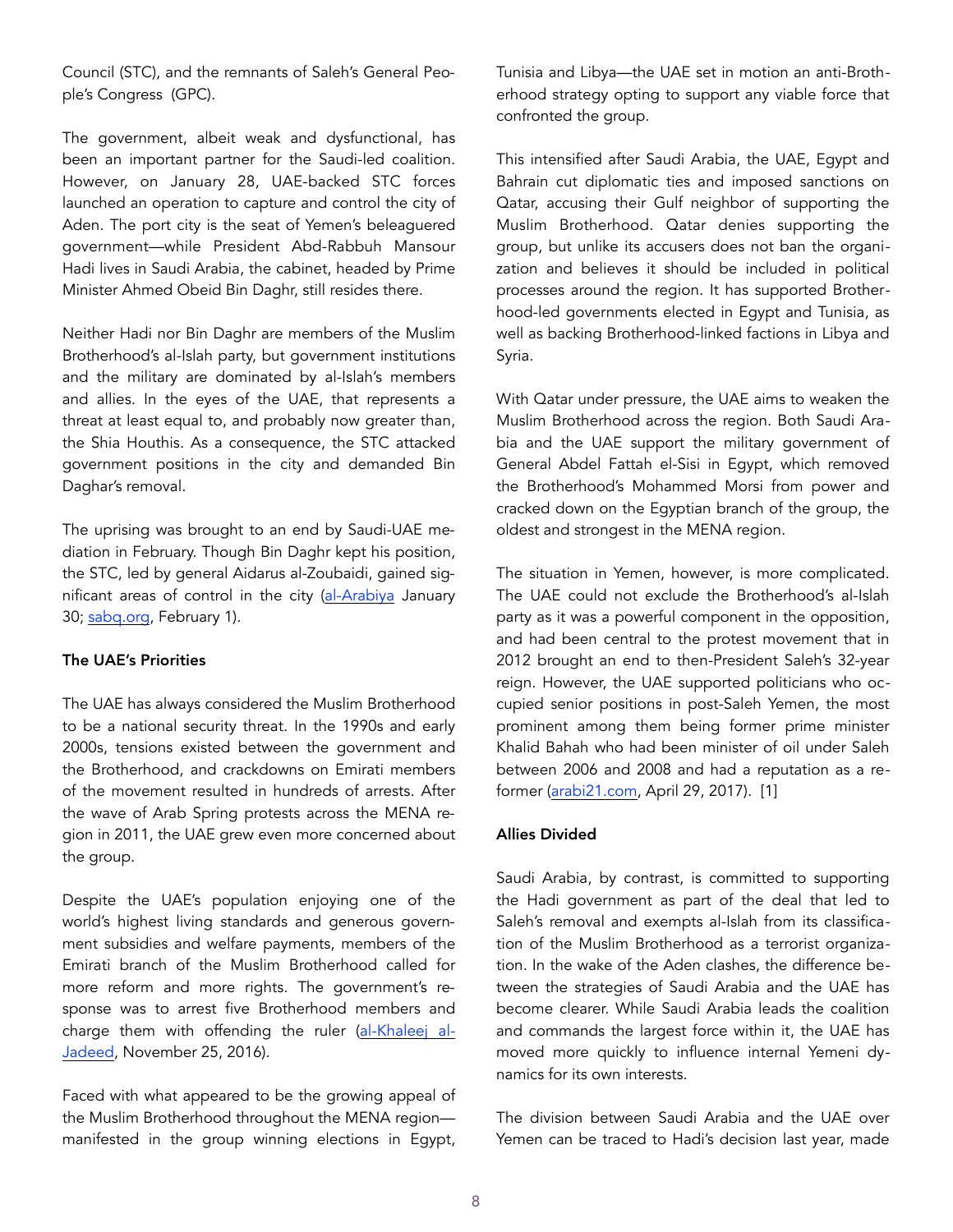Council (STC), and the remnants of Saleh's General People's Congress (GPC).

The government, albeit weak and dysfunctional, has been an important partner for the Saudi-led coalition. However, on January 28, UAE-backed STC forces launched an operation to capture and control the city of Aden. The port city is the seat of Yemen's beleaguered government—while President Abd-Rabbuh Mansour Hadi lives in Saudi Arabia, the cabinet, headed by Prime Minister Ahmed Obeid Bin Daghr, still resides there.

Neither Hadi nor Bin Daghr are members of the Muslim Brotherhood's al-Islah party, but government institutions and the military are dominated by al-Islah's members and allies. In the eyes of the UAE, that represents a threat at least equal to, and probably now greater than, the Shia Houthis. As a consequence, the STC attacked government positions in the city and demanded Bin Daghar's removal.

The uprising was brought to an end by Saudi-UAE mediation in February. Though Bin Daghr kept his position, the STC, led by general Aidarus al-Zoubaidi, gained significant areas of control in the city (al-Arabiya January 30; sabq.org, February 1).

**The UAE's Priorities**

The UAE has always considered the Muslim Brotherhood to be a national security threat. In the 1990s and early 2000s, tensions existed between the government and the Brotherhood, and crackdowns on Emirati members of the movement resulted in hundreds of arrests. After the wave of Arab Spring protests across the MENA region in 2011, the UAE grew even more concerned about the group.

Despite the UAE's population enjoying one of the world's highest living standards and generous government subsidies and welfare payments, members of the Emirati branch of the Muslim Brotherhood called for more reform and more rights. The government's response was to arrest five Brotherhood members and charge them with offending the ruler (al-Khaleej al-Jadeed, November 25, 2016).

Faced with what appeared to be the growing appeal of the Muslim Brotherhood throughout the MENA region—manifested in the group winning elections in Egypt, Tunisia and Libya—the UAE set in motion an anti-Brotherhood strategy opting to support any viable force that confronted the group.

This intensified after Saudi Arabia, the UAE, Egypt and Bahrain cut diplomatic ties and imposed sanctions on Qatar, accusing their Gulf neighbor of supporting the Muslim Brotherhood. Qatar denies supporting the group, but unlike its accusers does not ban the organization and believes it should be included in political processes around the region. It has supported Brotherhood-led governments elected in Egypt and Tunisia, as well as backing Brotherhood-linked factions in Libya and Syria.

With Qatar under pressure, the UAE aims to weaken the Muslim Brotherhood across the region. Both Saudi Arabia and the UAE support the military government of General Abdel Fattah el-Sisi in Egypt, which removed the Brotherhood's Mohammed Morsi from power and cracked down on the Egyptian branch of the group, the oldest and strongest in the MENA region.

The situation in Yemen, however, is more complicated. The UAE could not exclude the Brotherhood's al-Islah party as it was a powerful component in the opposition, and had been central to the protest movement that in 2012 brought an end to then-President Saleh's 32-year reign. However, the UAE supported politicians who occupied senior positions in post-Saleh Yemen, the most prominent among them being former prime minister Khalid Bahah who had been minister of oil under Saleh between 2006 and 2008 and had a reputation as a reformer (arabi21.com, April 29, 2017). [1]

**Allies Divided**

Saudi Arabia, by contrast, is committed to supporting the Hadi government as part of the deal that led to Saleh's removal and exempts al-Islah from its classification of the Muslim Brotherhood as a terrorist organization. In the wake of the Aden clashes, the difference between the strategies of Saudi Arabia and the UAE has become clearer. While Saudi Arabia leads the coalition and commands the largest force within it, the UAE has moved more quickly to influence internal Yemeni dynamics for its own interests.

The division between Saudi Arabia and the UAE over Yemen can be traced to Hadi's decision last year, made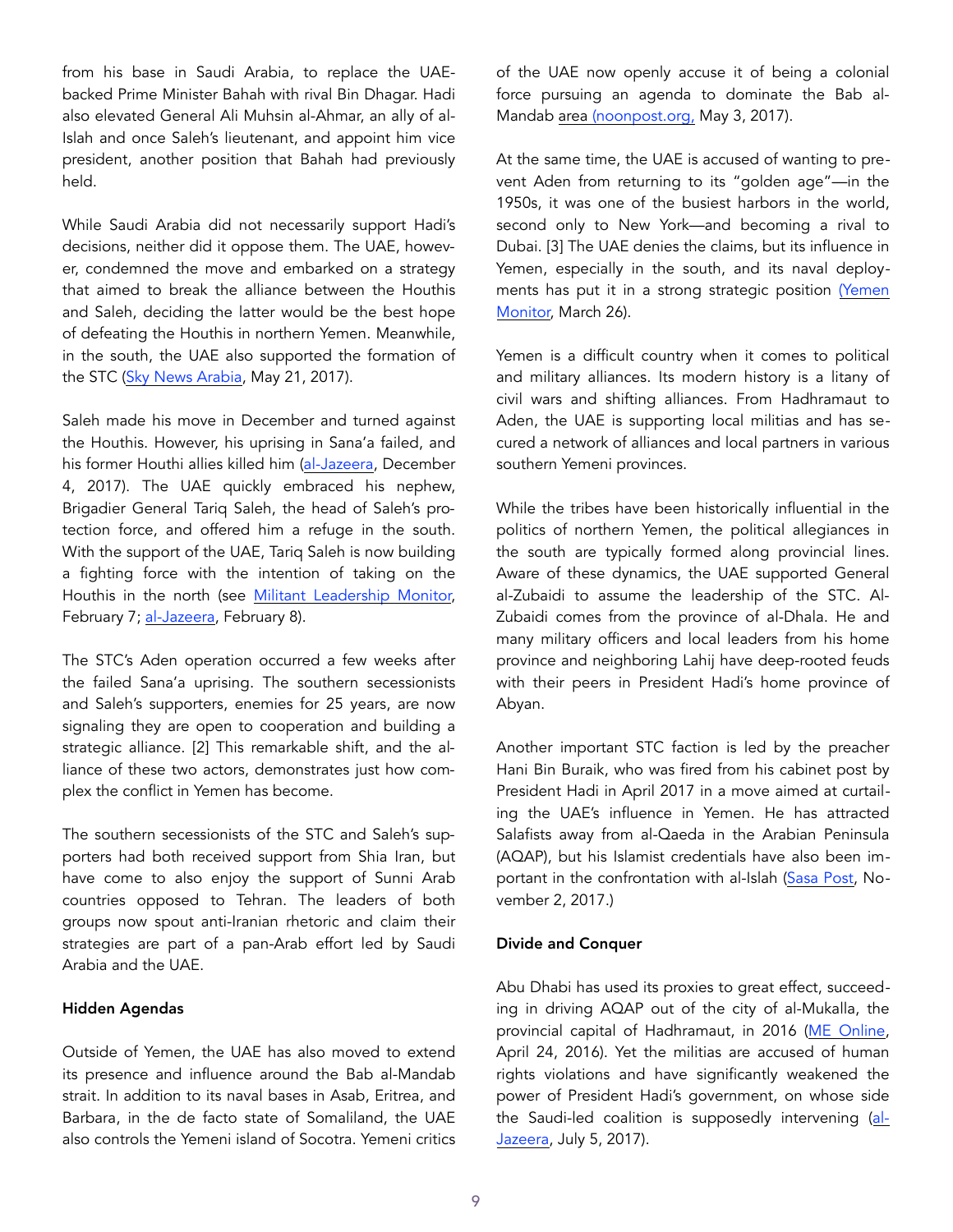from his base in Saudi Arabia, to replace the UAE-backed Prime Minister Bahah with rival Bin Dhagar. Hadi also elevated General Ali Muhsin al-Ahmar, an ally of al-Islah and once Saleh's lieutenant, and appoint him vice president, another position that Bahah had previously held.

While Saudi Arabia did not necessarily support Hadi's decisions, neither did it oppose them. The UAE, however, condemned the move and embarked on a strategy that aimed to break the alliance between the Houthis and Saleh, deciding the latter would be the best hope of defeating the Houthis in northern Yemen. Meanwhile, in the south, the UAE also supported the formation of the STC (Sky News Arabia, May 21, 2017).

Saleh made his move in December and turned against the Houthis. However, his uprising in Sana'a failed, and his former Houthi allies killed him (al-Jazeera, December 4, 2017). The UAE quickly embraced his nephew, Brigadier General Tariq Saleh, the head of Saleh's protection force, and offered him a refuge in the south. With the support of the UAE, Tariq Saleh is now building a fighting force with the intention of taking on the Houthis in the north (see Militant Leadership Monitor, February 7; al-Jazeera, February 8).

The STC's Aden operation occurred a few weeks after the failed Sana'a uprising. The southern secessionists and Saleh's supporters, enemies for 25 years, are now signaling they are open to cooperation and building a strategic alliance. [2] This remarkable shift, and the alliance of these two actors, demonstrates just how complex the conflict in Yemen has become.

The southern secessionists of the STC and Saleh's supporters had both received support from Shia Iran, but have come to also enjoy the support of Sunni Arab countries opposed to Tehran. The leaders of both groups now spout anti-Iranian rhetoric and claim their strategies are part of a pan-Arab effort led by Saudi Arabia and the UAE.

**Hidden Agendas**

Outside of Yemen, the UAE has also moved to extend its presence and influence around the Bab al-Mandab strait. In addition to its naval bases in Asab, Eritrea, and Barbara, in the de facto state of Somaliland, the UAE also controls the Yemeni island of Socotra. Yemeni critics of the UAE now openly accuse it of being a colonial force pursuing an agenda to dominate the Bab al-Mandab area (noonpost.org, May 3, 2017).

At the same time, the UAE is accused of wanting to prevent Aden from returning to its "golden age"—in the 1950s, it was one of the busiest harbors in the world, second only to New York—and becoming a rival to Dubai. [3] The UAE denies the claims, but its influence in Yemen, especially in the south, and its naval deployments has put it in a strong strategic position (Yemen Monitor, March 26).

Yemen is a difficult country when it comes to political and military alliances. Its modern history is a litany of civil wars and shifting alliances. From Hadhramaut to Aden, the UAE is supporting local militias and has secured a network of alliances and local partners in various southern Yemeni provinces.

While the tribes have been historically influential in the politics of northern Yemen, the political allegiances in the south are typically formed along provincial lines. Aware of these dynamics, the UAE supported General al-Zubaidi to assume the leadership of the STC. Al-Zubaidi comes from the province of al-Dhala. He and many military officers and local leaders from his home province and neighboring Lahij have deep-rooted feuds with their peers in President Hadi's home province of Abyan.

Another important STC faction is led by the preacher Hani Bin Buraik, who was fired from his cabinet post by President Hadi in April 2017 in a move aimed at curtailing the UAE's influence in Yemen. He has attracted Salafists away from al-Qaeda in the Arabian Peninsula (AQAP), but his Islamist credentials have also been important in the confrontation with al-Islah (Sasa Post, November 2, 2017.)

**Divide and Conquer**

Abu Dhabi has used its proxies to great effect, succeeding in driving AQAP out of the city of al-Mukalla, the provincial capital of Hadhramaut, in 2016 (ME Online, April 24, 2016). Yet the militias are accused of human rights violations and have significantly weakened the power of President Hadi's government, on whose side the Saudi-led coalition is supposedly intervening (al-Jazeera, July 5, 2017).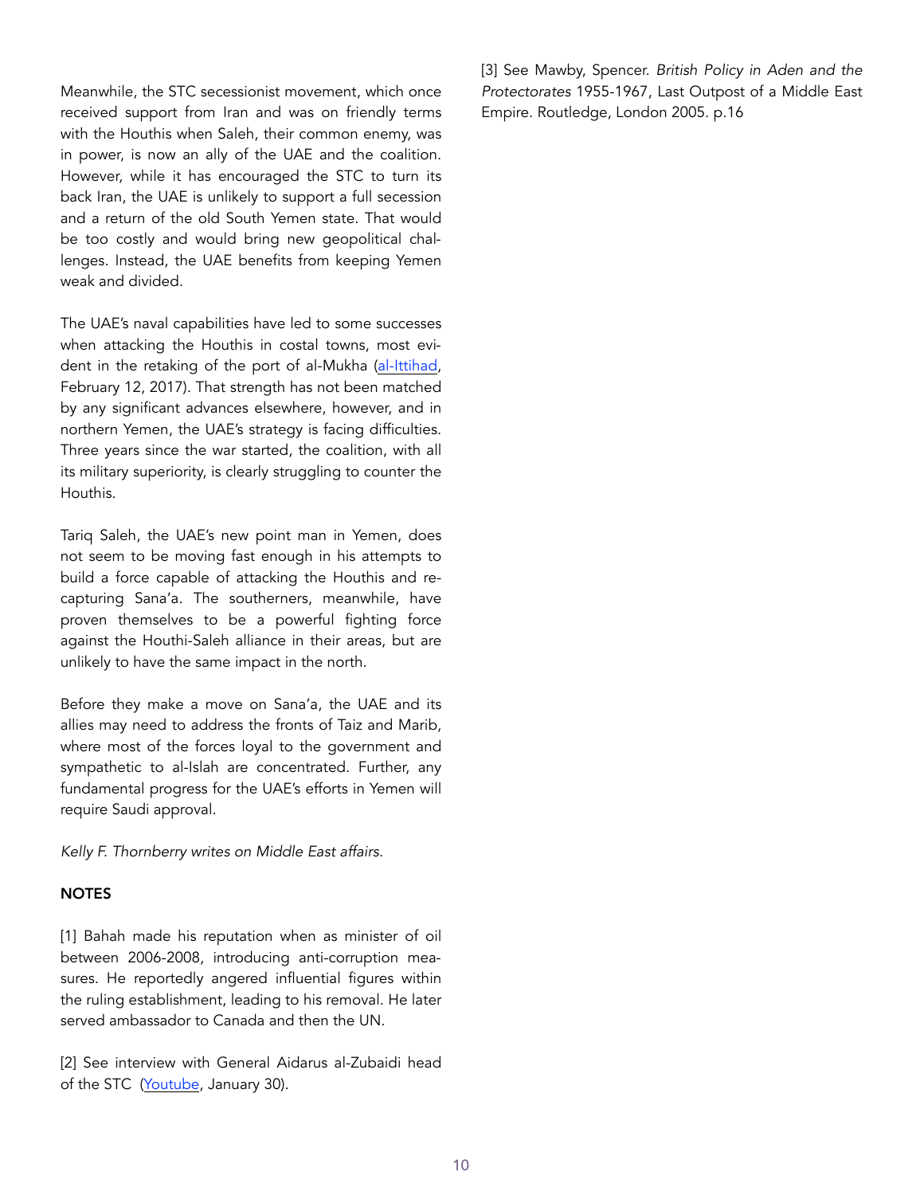Meanwhile, the STC secessionist movement, which once received support from Iran and was on friendly terms with the Houthis when Saleh, their common enemy, was in power, is now an ally of the UAE and the coalition. However, while it has encouraged the STC to turn its back Iran, the UAE is unlikely to support a full secession and a return of the old South Yemen state. That would be too costly and would bring new geopolitical challenges. Instead, the UAE benefits from keeping Yemen weak and divided.

The UAE's naval capabilities have led to some successes when attacking the Houthis in costal towns, most evident in the retaking of the port of al-Mukha (al-Ittihad, February 12, 2017). That strength has not been matched by any significant advances elsewhere, however, and in northern Yemen, the UAE's strategy is facing difficulties. Three years since the war started, the coalition, with all its military superiority, is clearly struggling to counter the Houthis.

Tariq Saleh, the UAE's new point man in Yemen, does not seem to be moving fast enough in his attempts to build a force capable of attacking the Houthis and recapturing Sana'a. The southerners, meanwhile, have proven themselves to be a powerful fighting force against the Houthi-Saleh alliance in their areas, but are unlikely to have the same impact in the north.

Before they make a move on Sana'a, the UAE and its allies may need to address the fronts of Taiz and Marib, where most of the forces loyal to the government and sympathetic to al-Islah are concentrated. Further, any fundamental progress for the UAE's efforts in Yemen will require Saudi approval.

*Kelly F. Thornberry writes on Middle East affairs.*

**NOTES**

[1] Bahah made his reputation when as minister of oil between 2006-2008, introducing anti-corruption measures. He reportedly angered influential figures within the ruling establishment, leading to his removal. He later served ambassador to Canada and then the UN.

[2] See interview with General Aidarus al-Zubaidi head of the STC (Youtube, January 30).

[3] See Mawby, Spencer. *British Policy in Aden and the Protectorates* 1955-1967, Last Outpost of a Middle East Empire. Routledge, London 2005. p.16